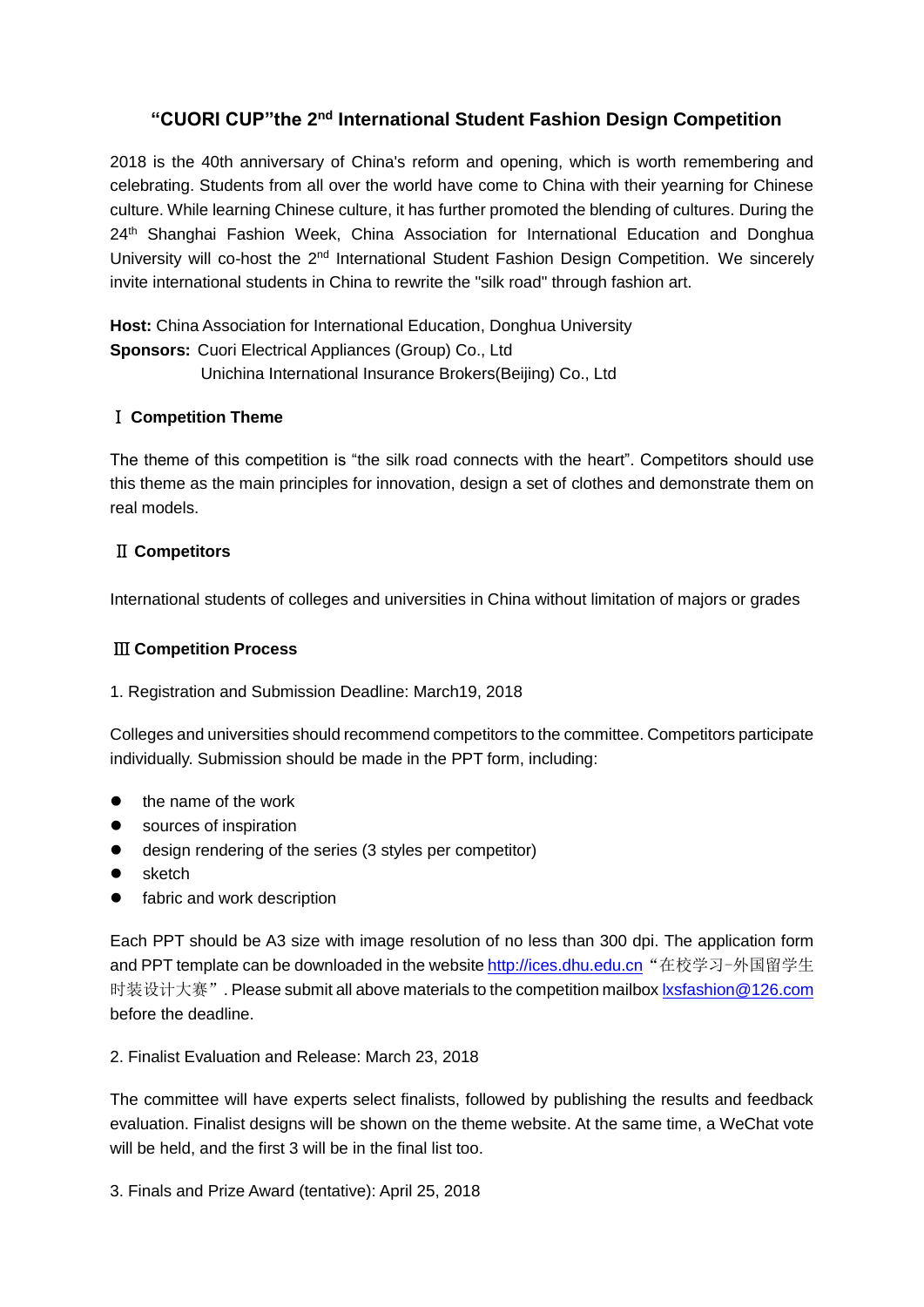# "CUORI CUP"the 2nd International Student Fashion Design Competition

2018 is the 40th anniversary of China's reform and opening, which is worth remembering and celebrating. Students from all over the world have come to China with their yearning for Chinese culture. While learning Chinese culture, it has further promoted the blending of cultures. During the 24th Shanghai Fashion Week, China Association for International Education and Donghua University will co-host the 2nd International Student Fashion Design Competition. We sincerely invite international students in China to rewrite the "silk road" through fashion art.

**Host:** China Association for International Education, Donghua University
**Sponsors:** Cuori Electrical Appliances (Group) Co., Ltd
Unichina International Insurance Brokers(Beijing) Co., Ltd

## Ⅰ Competition Theme

The theme of this competition is "the silk road connects with the heart". Competitors should use this theme as the main principles for innovation, design a set of clothes and demonstrate them on real models.

## Ⅱ Competitors

International students of colleges and universities in China without limitation of majors or grades

## Ⅲ Competition Process

1. Registration and Submission Deadline: March19, 2018

Colleges and universities should recommend competitors to the committee. Competitors participate individually. Submission should be made in the PPT form, including:

- the name of the work
- sources of inspiration
- design rendering of the series (3 styles per competitor)
- sketch
- fabric and work description

Each PPT should be A3 size with image resolution of no less than 300 dpi. The application form and PPT template can be downloaded in the website http://ices.dhu.edu.cn "在校学习-外国留学生时装设计大赛". Please submit all above materials to the competition mailbox lxsfashion@126.com before the deadline.

2. Finalist Evaluation and Release: March 23, 2018

The committee will have experts select finalists, followed by publishing the results and feedback evaluation. Finalist designs will be shown on the theme website. At the same time, a WeChat vote will be held, and the first 3 will be in the final list too.

3. Finals and Prize Award (tentative): April 25, 2018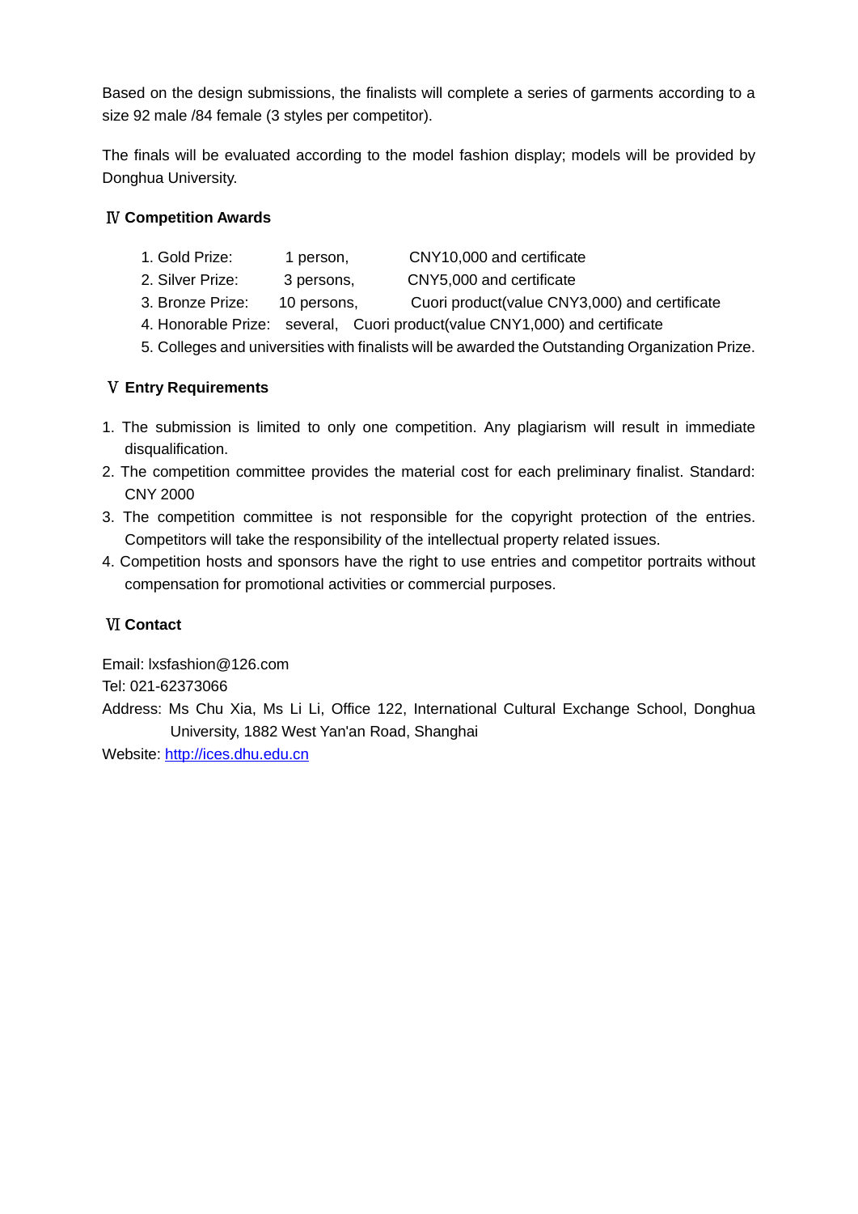Based on the design submissions, the finalists will complete a series of garments according to a size 92 male /84 female (3 styles per competitor).

The finals will be evaluated according to the model fashion display; models will be provided by Donghua University.

### Ⅳ Competition Awards

1. Gold Prize: 1 person, CNY10,000 and certificate
2. Silver Prize: 3 persons, CNY5,000 and certificate
3. Bronze Prize: 10 persons, Cuori product(value CNY3,000) and certificate
4. Honorable Prize: several, Cuori product(value CNY1,000) and certificate
5. Colleges and universities with finalists will be awarded the Outstanding Organization Prize.

### Ⅴ Entry Requirements

1. The submission is limited to only one competition. Any plagiarism will result in immediate disqualification.
2. The competition committee provides the material cost for each preliminary finalist. Standard: CNY 2000
3. The competition committee is not responsible for the copyright protection of the entries. Competitors will take the responsibility of the intellectual property related issues.
4. Competition hosts and sponsors have the right to use entries and competitor portraits without compensation for promotional activities or commercial purposes.

### Ⅵ Contact

Email: lxsfashion@126.com

Tel: 021-62373066

Address: Ms Chu Xia, Ms Li Li, Office 122, International Cultural Exchange School, Donghua University, 1882 West Yan'an Road, Shanghai

Website: http://ices.dhu.edu.cn